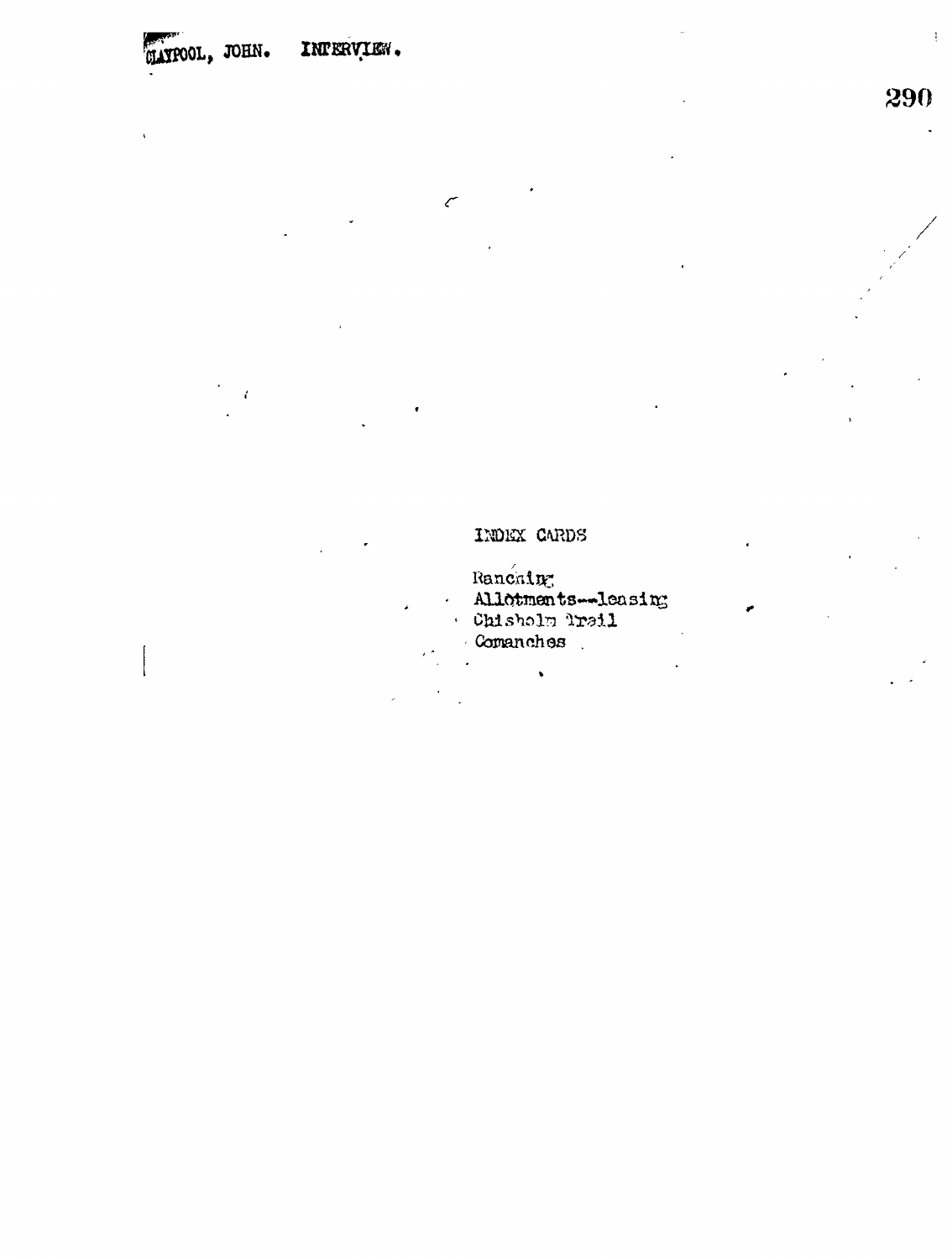CLAYPOOL, JOHN. INTERVIEW.

INDEX CARDS

Ranching
Allotments--leasing
Chisholm Trail
Comanches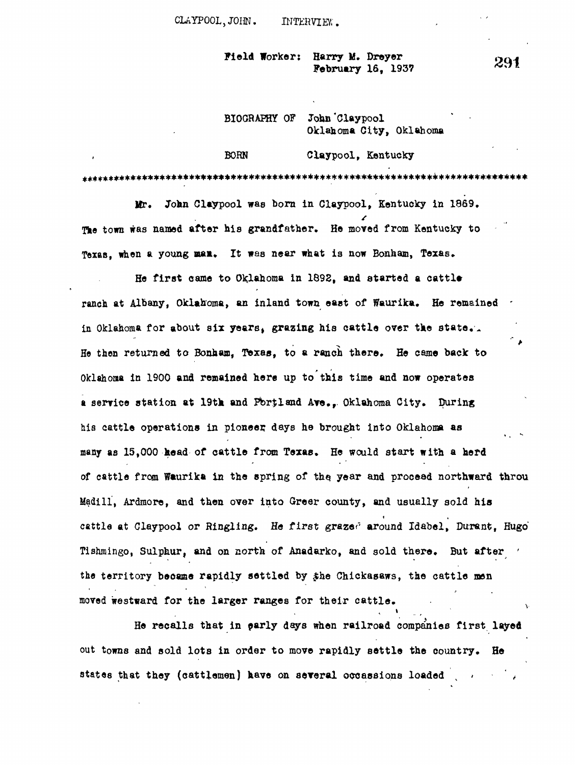CLAYPOOL, JOHN. INTERVIEW.

Field Worker: Harry M. Dreyer
February 16, 1937

BIOGRAPHY OF John Claypool
Oklahoma City, Oklahoma

BORN Claypool, Kentucky

Mr. John Claypool was born in Claypool, Kentucky in 1869. The town was named after his grandfather. He moved from Kentucky to Texas, when a young man. It was near what is now Bonham, Texas.

He first came to Oklahoma in 1892, and started a cattle ranch at Albany, Oklahoma, an inland town east of Waurika. He remained in Oklahoma for about six years, grazing his cattle over the state. He then returned to Bonham, Texas, to a ranch there. He came back to Oklahoma in 1900 and remained here up to this time and now operates a service station at 19th and Portland Ave., Oklahoma City. During his cattle operations in pioneer days he brought into Oklahoma as many as 15,000 head of cattle from Texas. He would start with a herd of cattle from Waurika in the spring of the year and proceed northward throu Madill, Ardmore, and then over into Greer county, and usually sold his cattle at Claypool or Ringling. He first grazed around Idabel, Durant, Hugo Tishmingo, Sulphur, and on north of Anadarko, and sold there. But after the territory became rapidly settled by the Chickasaws, the cattle men moved westward for the larger ranges for their cattle.

He recalls that in early days when railroad companies first layed out towns and sold lots in order to move rapidly settle the country. He states that they (cattlemen) have on several occassions loaded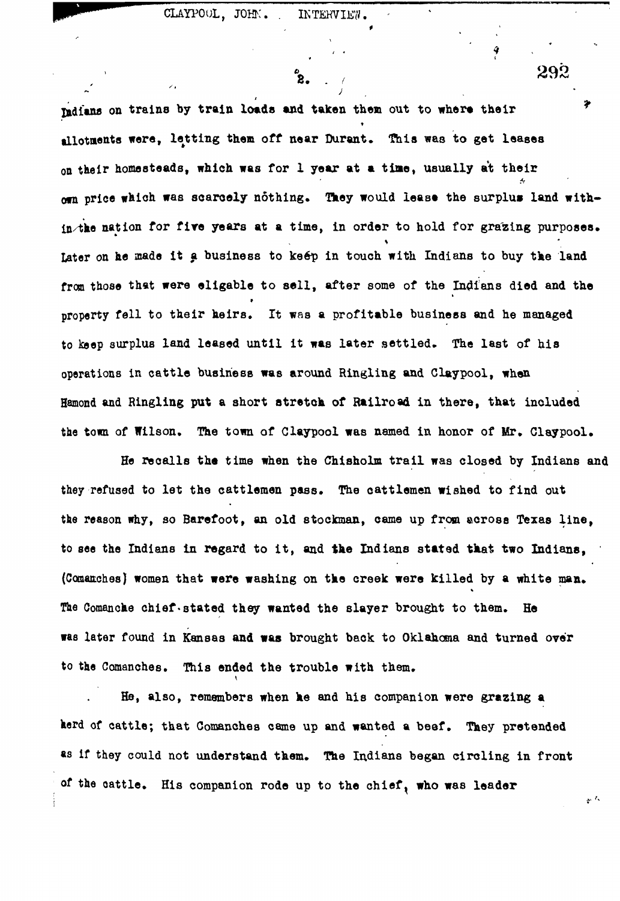Indians on trains by train loads and taken them out to where their allotments were, letting them off near Durant. This was to get leases on their homesteads, which was for 1 year at a time, usually at their own price which was scarcely nothing. They would lease the surplus land within the nation for five years at a time, in order to hold for grazing purposes. Later on he made it a business to keep in touch with Indians to buy the land from those that were eligable to sell, after some of the Indians died and the property fell to their heirs. It was a profitable business and he managed to keep surplus land leased until it was later settled. The last of his operations in cattle business was around Ringling and Claypool, when Hamond and Ringling put a short stretch of Railroad in there, that included the town of Wilson. The town of Claypool was named in honor of Mr. Claypool.

He recalls the time when the Chisholm trail was closed by Indians and they refused to let the cattlemen pass. The cattlemen wished to find out the reason why, so Barefoot, an old stockman, came up from across Texas line, to see the Indians in regard to it, and the Indians stated that two Indians, (Comanches) women that were washing on the creek were killed by a white man. The Comanche chief stated they wanted the slayer brought to them. He was later found in Kansas and was brought back to Oklahoma and turned over to the Comanches. This ended the trouble with them.

He, also, remembers when he and his companion were grazing a herd of cattle; that Comanches came up and wanted a beef. They pretended as if they could not understand them. The Indians began circling in front of the cattle. His companion rode up to the chief, who was leader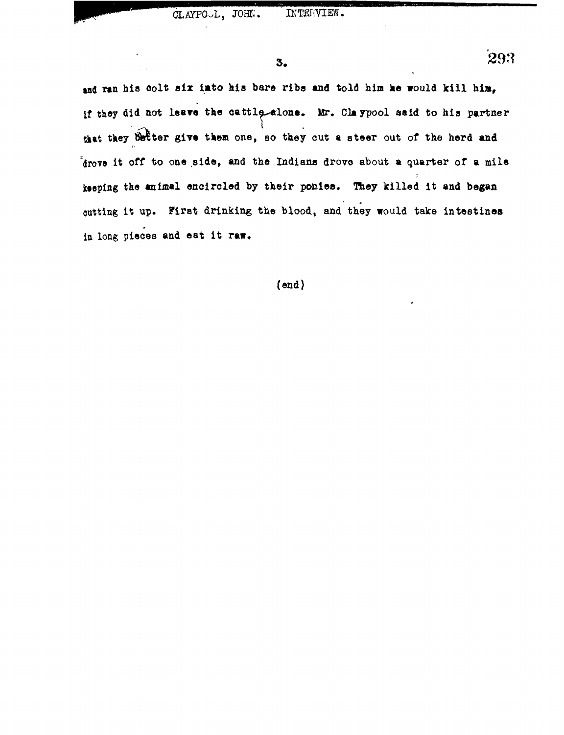and ran his colt six into his bare ribs and told him he would kill him, if they did not leave the cattle alone. Mr. Claypool said to his partner that they better give them one, so they cut a steer out of the herd and drove it off to one side, and the Indians drove about a quarter of a mile keeping the animal encircled by their ponies. They killed it and began cutting it up. First drinking the blood, and they would take intestines in long pieces and eat it raw.

(end)